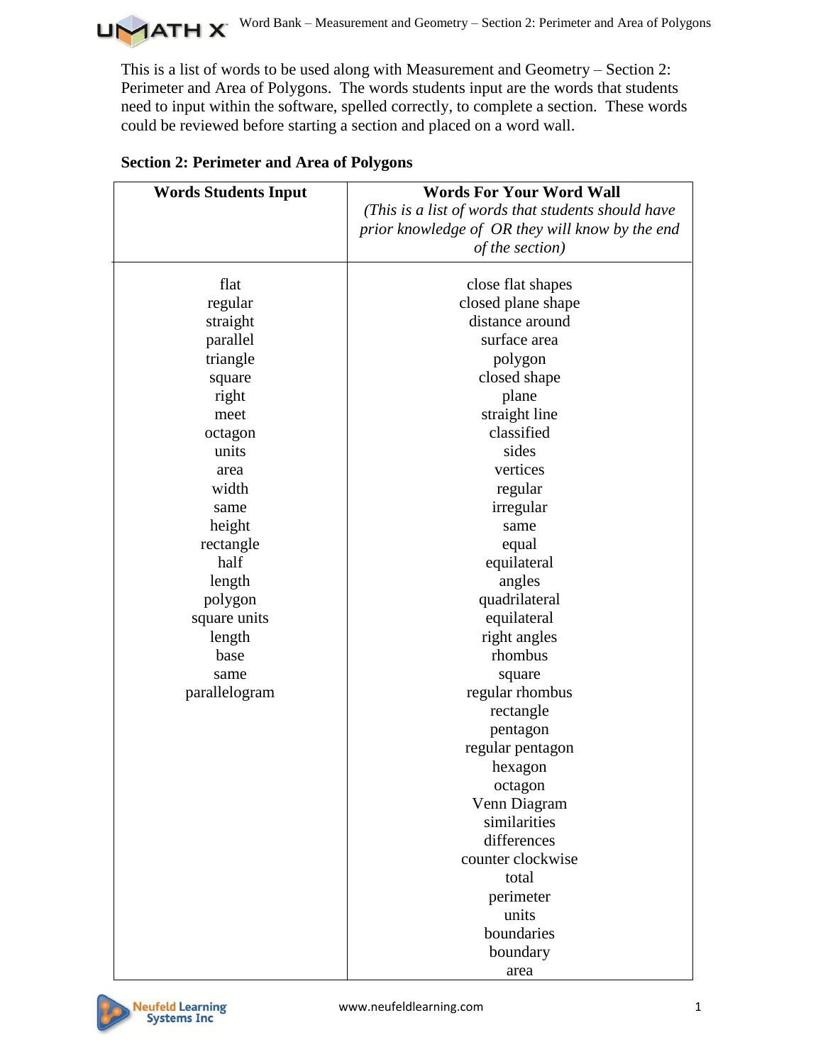This is a list of words to be used along with Measurement and Geometry – Section 2: Perimeter and Area of Polygons. The words students input are the words that students need to input within the software, spelled correctly, to complete a section. These words could be reviewed before starting a section and placed on a word wall.

**Section 2: Perimeter and Area of Polygons**

| **Words Students Input** | **Words For Your Word Wall** *(This is a list of words that students should have prior knowledge of OR they will know by the end of the section)* |
|---|---|
| flat | close flat shapes |
| regular | closed plane shape |
| straight | distance around |
| parallel | surface area |
| triangle | polygon |
| square | closed shape |
| right | plane |
| meet | straight line |
| octagon | classified |
| units | sides |
| area | vertices |
| width | regular |
| same | irregular |
| height | same |
| rectangle | equal |
| half | equilateral |
| length | angles |
| polygon | quadrilateral |
| square units | equilateral |
| length | right angles |
| base | rhombus |
| same | square |
| parallelogram | regular rhombus |
| | rectangle |
| | pentagon |
| | regular pentagon |
| | hexagon |
| | octagon |
| | Venn Diagram |
| | similarities |
| | differences |
| | counter clockwise |
| | total |
| | perimeter |
| | units |
| | boundaries |
| | boundary |
| | area |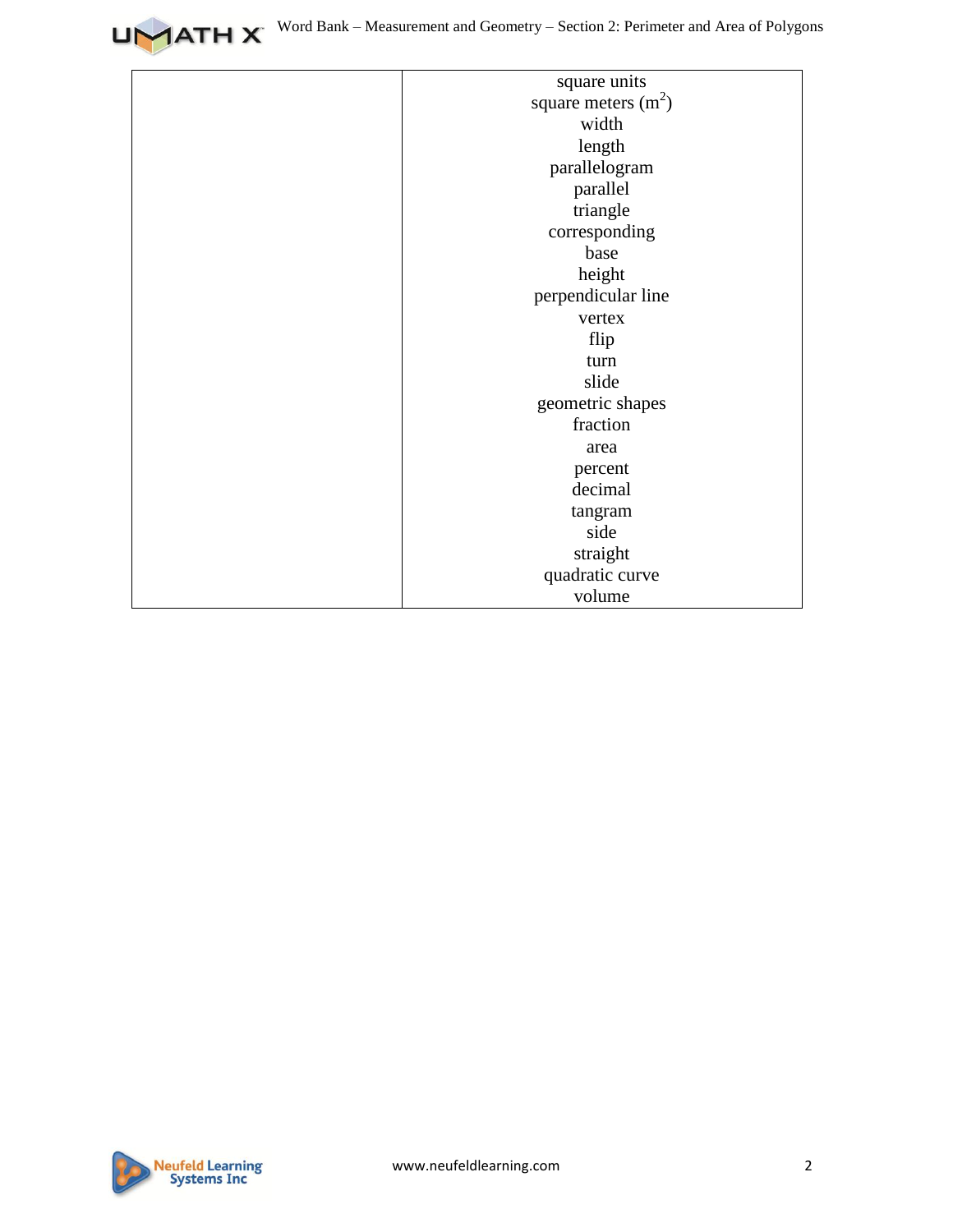| | |
|---|---|
| | square units<br>square meters ($m^2$)<br>width<br>length<br>parallelogram<br>parallel<br>triangle<br>corresponding<br>base<br>height<br>perpendicular line<br>vertex<br>flip<br>turn<br>slide<br>geometric shapes<br>fraction<br>area<br>percent<br>decimal<br>tangram<br>side<br>straight<br>quadratic curve<br>volume |